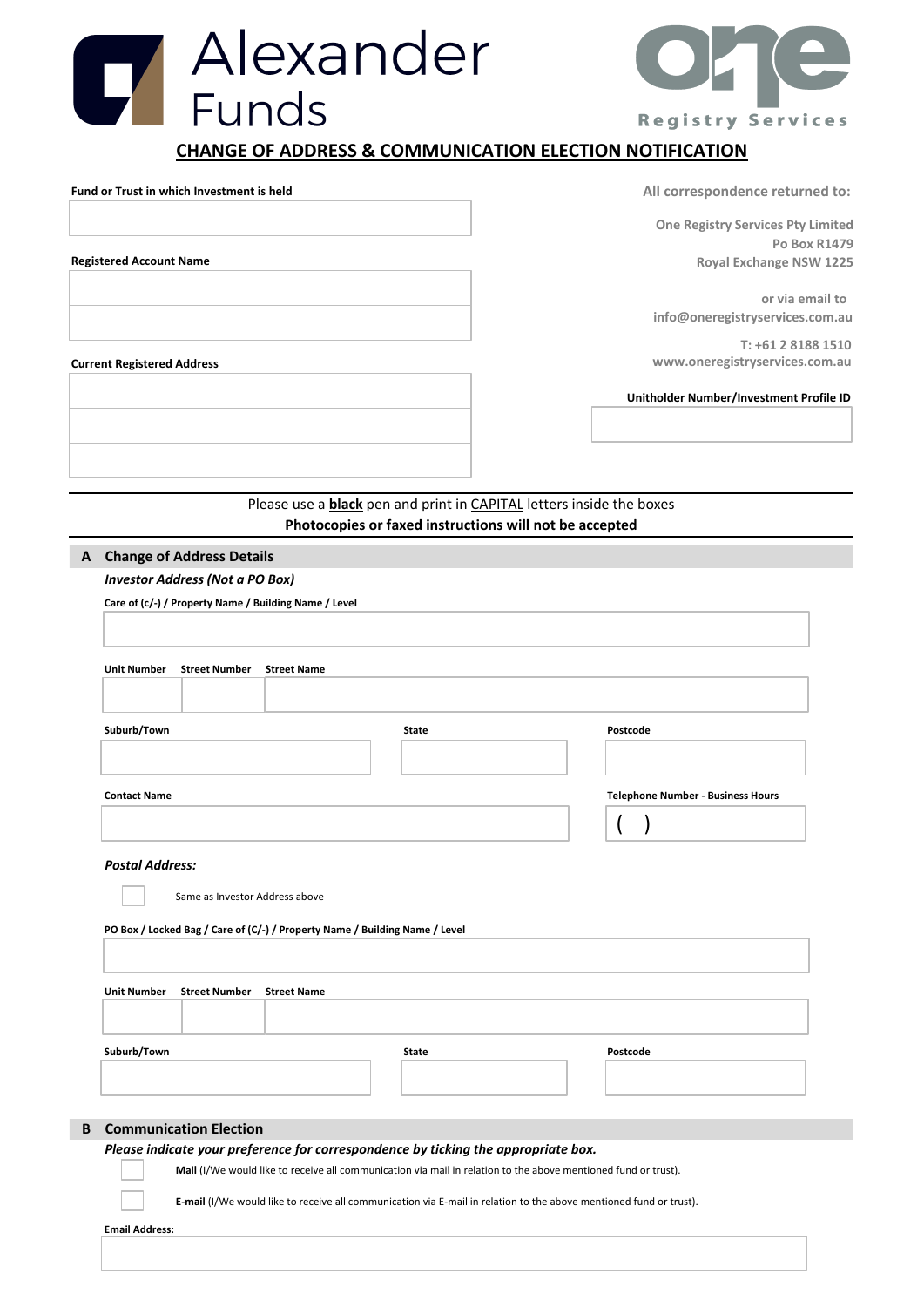Alexander Funds

one Registry Services

# CHANGE OF ADDRESS & COMMUNICATION ELECTION NOTIFICATION

**Fund or Trust in which Investment is held**

**Registered Account Name**

**Current Registered Address**

All correspondence returned to:

One Registry Services Pty Limited
Po Box R1479
Royal Exchange NSW 1225

or via email to
info@oneregistryservices.com.au

T: +61 2 8188 1510
www.oneregistryservices.com.au

**Unitholder Number/Investment Profile ID**

Please use a **black** pen and print in CAPITAL letters inside the boxes

**Photocopies or faxed instructions will not be accepted**

## A Change of Address Details

***Investor Address (Not a PO Box)***

**Care of (c/-) / Property Name / Building Name / Level**

**Unit Number** **Street Number** **Street Name**

**Suburb/Town** **State** **Postcode**

**Contact Name** **Telephone Number - Business Hours**

( )

***Postal Address:***

☐ Same as Investor Address above

**PO Box / Locked Bag / Care of (C/-) / Property Name / Building Name / Level**

**Unit Number** **Street Number** **Street Name**

**Suburb/Town** **State** **Postcode**

## B Communication Election

***Please indicate your preference for correspondence by ticking the appropriate box.***

☐ **Mail** (I/We would like to receive all communication via mail in relation to the above mentioned fund or trust).

☐ **E-mail** (I/We would like to receive all communication via E-mail in relation to the above mentioned fund or trust).

**Email Address:**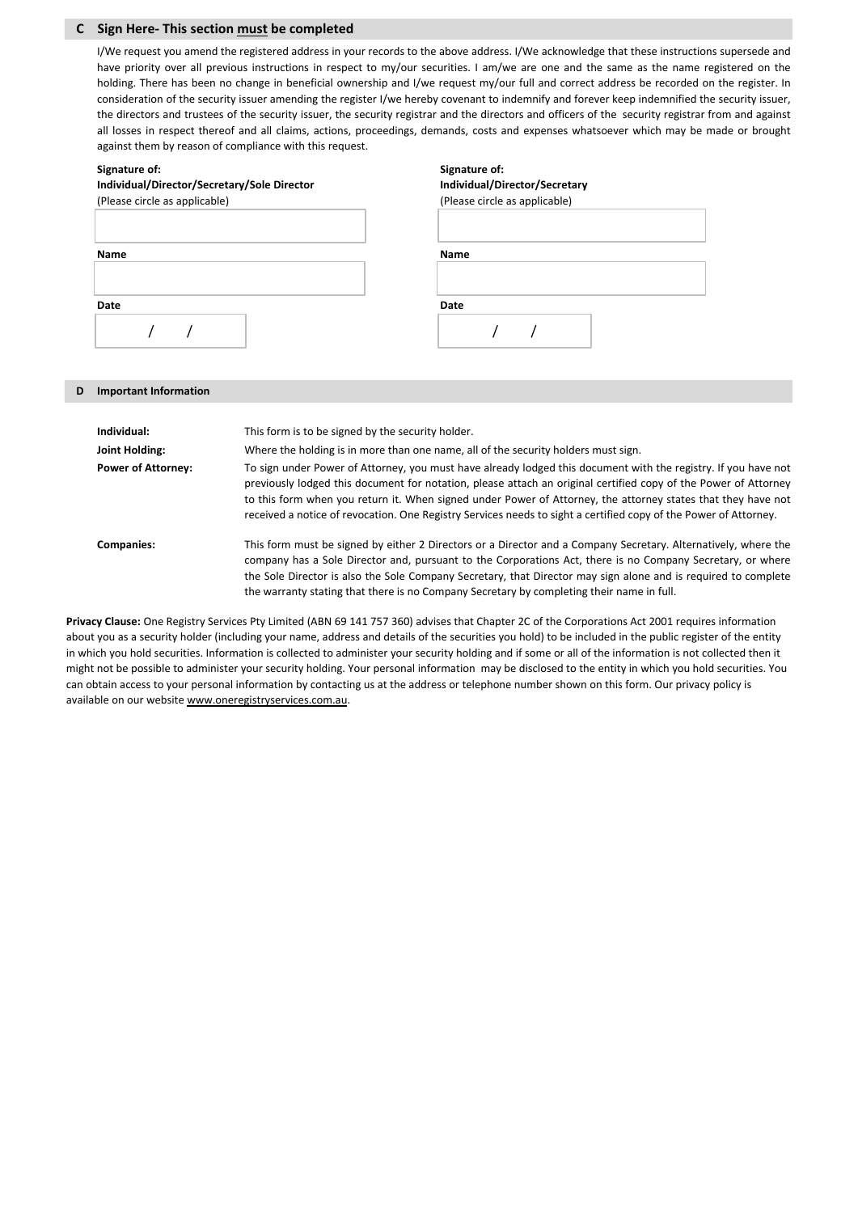## C Sign Here- This section **must** be completed

I/We request you amend the registered address in your records to the above address. I/We acknowledge that these instructions supersede and have priority over all previous instructions in respect to my/our securities. I am/we are one and the same as the name registered on the holding. There has been no change in beneficial ownership and I/we request my/our full and correct address be recorded on the register. In consideration of the security issuer amending the register I/we hereby covenant to indemnify and forever keep indemnified the security issuer, the directors and trustees of the security issuer, the security registrar and the directors and officers of the security registrar from and against all losses in respect thereof and all claims, actions, proceedings, demands, costs and expenses whatsoever which may be made or brought against them by reason of compliance with this request.

| Signature of: Individual/Director/Secretary/Sole Director (Please circle as applicable) | Signature of: Individual/Director/Secretary (Please circle as applicable) |
| --- | --- |
| | |
| **Name** | **Name** |
| | |
| **Date** | **Date** |
| / / | / / |

## D Important Information

| | |
| --- | --- |
| **Individual:** | This form is to be signed by the security holder. |
| **Joint Holding:** | Where the holding is in more than one name, all of the security holders must sign. |
| **Power of Attorney:** | To sign under Power of Attorney, you must have already lodged this document with the registry. If you have not previously lodged this document for notation, please attach an original certified copy of the Power of Attorney to this form when you return it. When signed under Power of Attorney, the attorney states that they have not received a notice of revocation. One Registry Services needs to sight a certified copy of the Power of Attorney. |
| **Companies:** | This form must be signed by either 2 Directors or a Director and a Company Secretary. Alternatively, where the company has a Sole Director and, pursuant to the Corporations Act, there is no Company Secretary, or where the Sole Director is also the Sole Company Secretary, that Director may sign alone and is required to complete the warranty stating that there is no Company Secretary by completing their name in full. |

**Privacy Clause:** One Registry Services Pty Limited (ABN 69 141 757 360) advises that Chapter 2C of the Corporations Act 2001 requires information about you as a security holder (including your name, address and details of the securities you hold) to be included in the public register of the entity in which you hold securities. Information is collected to administer your security holding and if some or all of the information is not collected then it might not be possible to administer your security holding. Your personal information may be disclosed to the entity in which you hold securities. You can obtain access to your personal information by contacting us at the address or telephone number shown on this form. Our privacy policy is available on our website www.oneregistryservices.com.au.